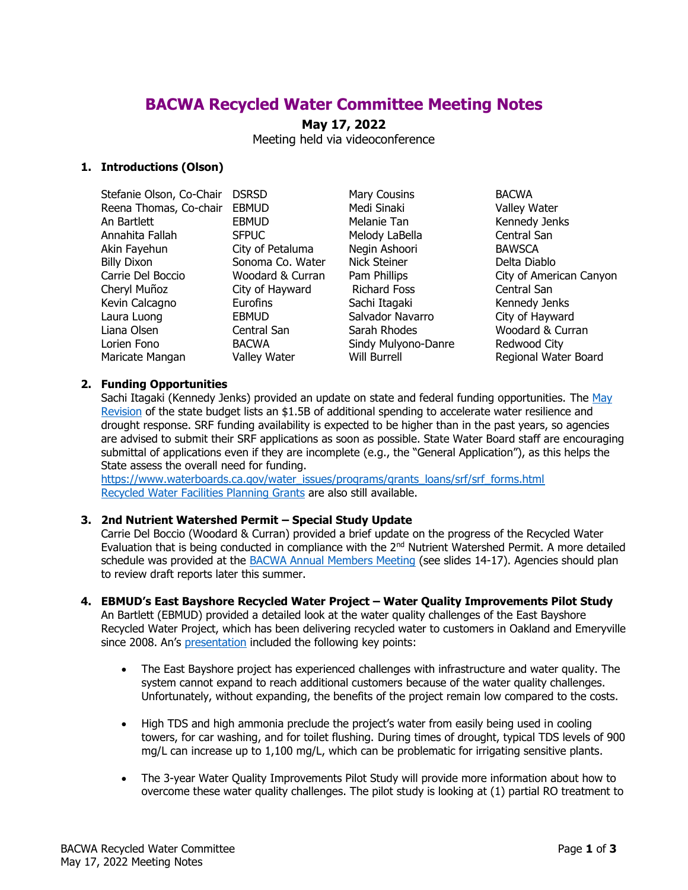# BACWA Recycled Water Committee Meeting Notes

**May 17, 2022**

Meeting held via videoconference

## 1. Introductions (Olson)

| | | | |
|---|---|---|---|
| Stefanie Olson, Co-Chair | DSRSD | Mary Cousins | BACWA |
| Reena Thomas, Co-chair | EBMUD | Medi Sinaki | Valley Water |
| An Bartlett | EBMUD | Melanie Tan | Kennedy Jenks |
| Annahita Fallah | SFPUC | Melody LaBella | Central San |
| Akin Fayehun | City of Petaluma | Negin Ashoori | BAWSCA |
| Billy Dixon | Sonoma Co. Water | Nick Steiner | Delta Diablo |
| Carrie Del Boccio | Woodard & Curran | Pam Phillips | City of American Canyon |
| Cheryl Muñoz | City of Hayward | Richard Foss | Central San |
| Kevin Calcagno | Eurofins | Sachi Itagaki | Kennedy Jenks |
| Laura Luong | EBMUD | Salvador Navarro | City of Hayward |
| Liana Olsen | Central San | Sarah Rhodes | Woodard & Curran |
| Lorien Fono | BACWA | Sindy Mulyono-Danre | Redwood City |
| Maricate Mangan | Valley Water | Will Burrell | Regional Water Board |

## 2. Funding Opportunities

Sachi Itagaki (Kennedy Jenks) provided an update on state and federal funding opportunities. The May Revision of the state budget lists an $1.5B of additional spending to accelerate water resilience and drought response. SRF funding availability is expected to be higher than in the past years, so agencies are advised to submit their SRF applications as soon as possible. State Water Board staff are encouraging submittal of applications even if they are incomplete (e.g., the "General Application"), as this helps the State assess the overall need for funding.
https://www.waterboards.ca.gov/water_issues/programs/grants_loans/srf/srf_forms.html
Recycled Water Facilities Planning Grants are also still available.

## 3. 2nd Nutrient Watershed Permit – Special Study Update

Carrie Del Boccio (Woodard & Curran) provided a brief update on the progress of the Recycled Water Evaluation that is being conducted in compliance with the 2nd Nutrient Watershed Permit. A more detailed schedule was provided at the BACWA Annual Members Meeting (see slides 14-17). Agencies should plan to review draft reports later this summer.

## 4. EBMUD's East Bayshore Recycled Water Project – Water Quality Improvements Pilot Study

An Bartlett (EBMUD) provided a detailed look at the water quality challenges of the East Bayshore Recycled Water Project, which has been delivering recycled water to customers in Oakland and Emeryville since 2008. An's presentation included the following key points:

- The East Bayshore project has experienced challenges with infrastructure and water quality. The system cannot expand to reach additional customers because of the water quality challenges. Unfortunately, without expanding, the benefits of the project remain low compared to the costs.
- High TDS and high ammonia preclude the project's water from easily being used in cooling towers, for car washing, and for toilet flushing. During times of drought, typical TDS levels of 900 mg/L can increase up to 1,100 mg/L, which can be problematic for irrigating sensitive plants.
- The 3-year Water Quality Improvements Pilot Study will provide more information about how to overcome these water quality challenges. The pilot study is looking at (1) partial RO treatment to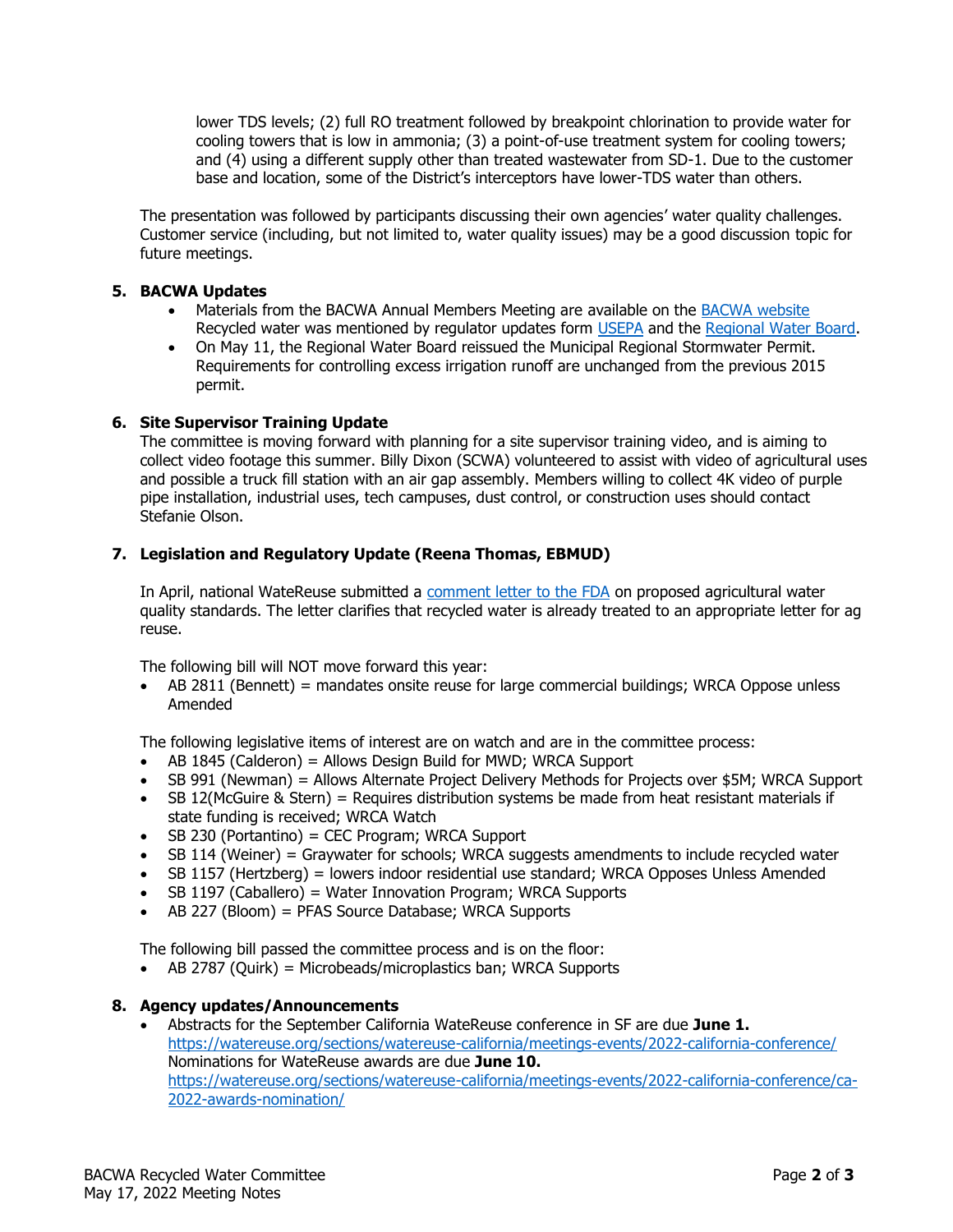lower TDS levels; (2) full RO treatment followed by breakpoint chlorination to provide water for cooling towers that is low in ammonia; (3) a point-of-use treatment system for cooling towers; and (4) using a different supply other than treated wastewater from SD-1. Due to the customer base and location, some of the District's interceptors have lower-TDS water than others.

The presentation was followed by participants discussing their own agencies' water quality challenges. Customer service (including, but not limited to, water quality issues) may be a good discussion topic for future meetings.

5. **BACWA Updates**
   - Materials from the BACWA Annual Members Meeting are available on the BACWA website Recycled water was mentioned by regulator updates form USEPA and the Regional Water Board.
   - On May 11, the Regional Water Board reissued the Municipal Regional Stormwater Permit. Requirements for controlling excess irrigation runoff are unchanged from the previous 2015 permit.

6. **Site Supervisor Training Update**
   The committee is moving forward with planning for a site supervisor training video, and is aiming to collect video footage this summer. Billy Dixon (SCWA) volunteered to assist with video of agricultural uses and possible a truck fill station with an air gap assembly. Members willing to collect 4K video of purple pipe installation, industrial uses, tech campuses, dust control, or construction uses should contact Stefanie Olson.

7. **Legislation and Regulatory Update (Reena Thomas, EBMUD)**

   In April, national WateReuse submitted a comment letter to the FDA on proposed agricultural water quality standards. The letter clarifies that recycled water is already treated to an appropriate letter for ag reuse.

   The following bill will NOT move forward this year:
   - AB 2811 (Bennett) = mandates onsite reuse for large commercial buildings; WRCA Oppose unless Amended

   The following legislative items of interest are on watch and are in the committee process:
   - AB 1845 (Calderon) = Allows Design Build for MWD; WRCA Support
   - SB 991 (Newman) = Allows Alternate Project Delivery Methods for Projects over $5M; WRCA Support
   - SB 12(McGuire & Stern) = Requires distribution systems be made from heat resistant materials if state funding is received; WRCA Watch
   - SB 230 (Portantino) = CEC Program; WRCA Support
   - SB 114 (Weiner) = Graywater for schools; WRCA suggests amendments to include recycled water
   - SB 1157 (Hertzberg) = lowers indoor residential use standard; WRCA Opposes Unless Amended
   - SB 1197 (Caballero) = Water Innovation Program; WRCA Supports
   - AB 227 (Bloom) = PFAS Source Database; WRCA Supports

   The following bill passed the committee process and is on the floor:
   - AB 2787 (Quirk) = Microbeads/microplastics ban; WRCA Supports

8. **Agency updates/Announcements**
   - Abstracts for the September California WateReuse conference in SF are due **June 1.** https://watereuse.org/sections/watereuse-california/meetings-events/2022-california-conference/ Nominations for WateReuse awards are due **June 10.** https://watereuse.org/sections/watereuse-california/meetings-events/2022-california-conference/ca-2022-awards-nomination/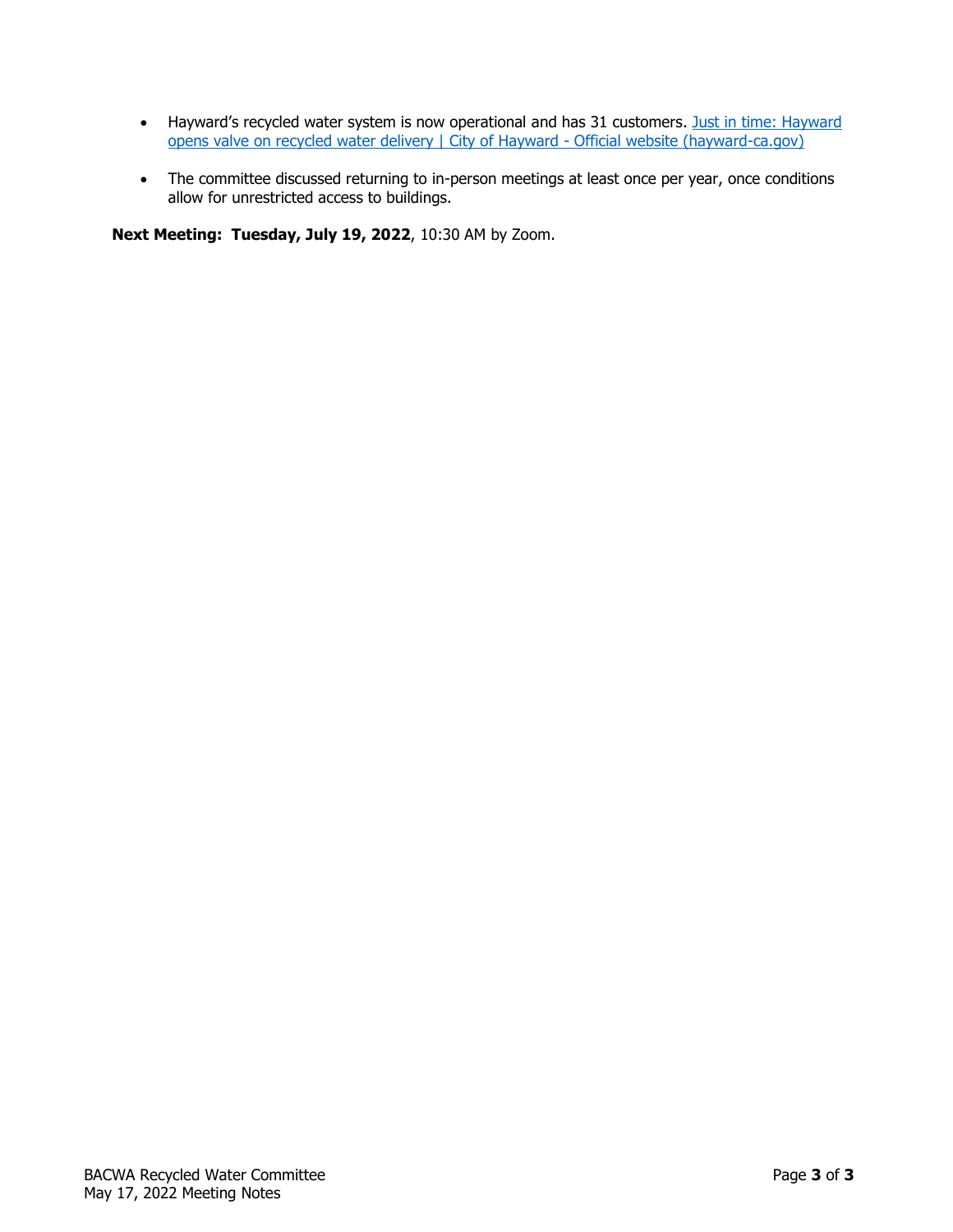- Hayward's recycled water system is now operational and has 31 customers. [Just in time: Hayward opens valve on recycled water delivery | City of Hayward - Official website (hayward-ca.gov)]

- The committee discussed returning to in-person meetings at least once per year, once conditions allow for unrestricted access to buildings.

**Next Meeting: Tuesday, July 19, 2022**, 10:30 AM by Zoom.